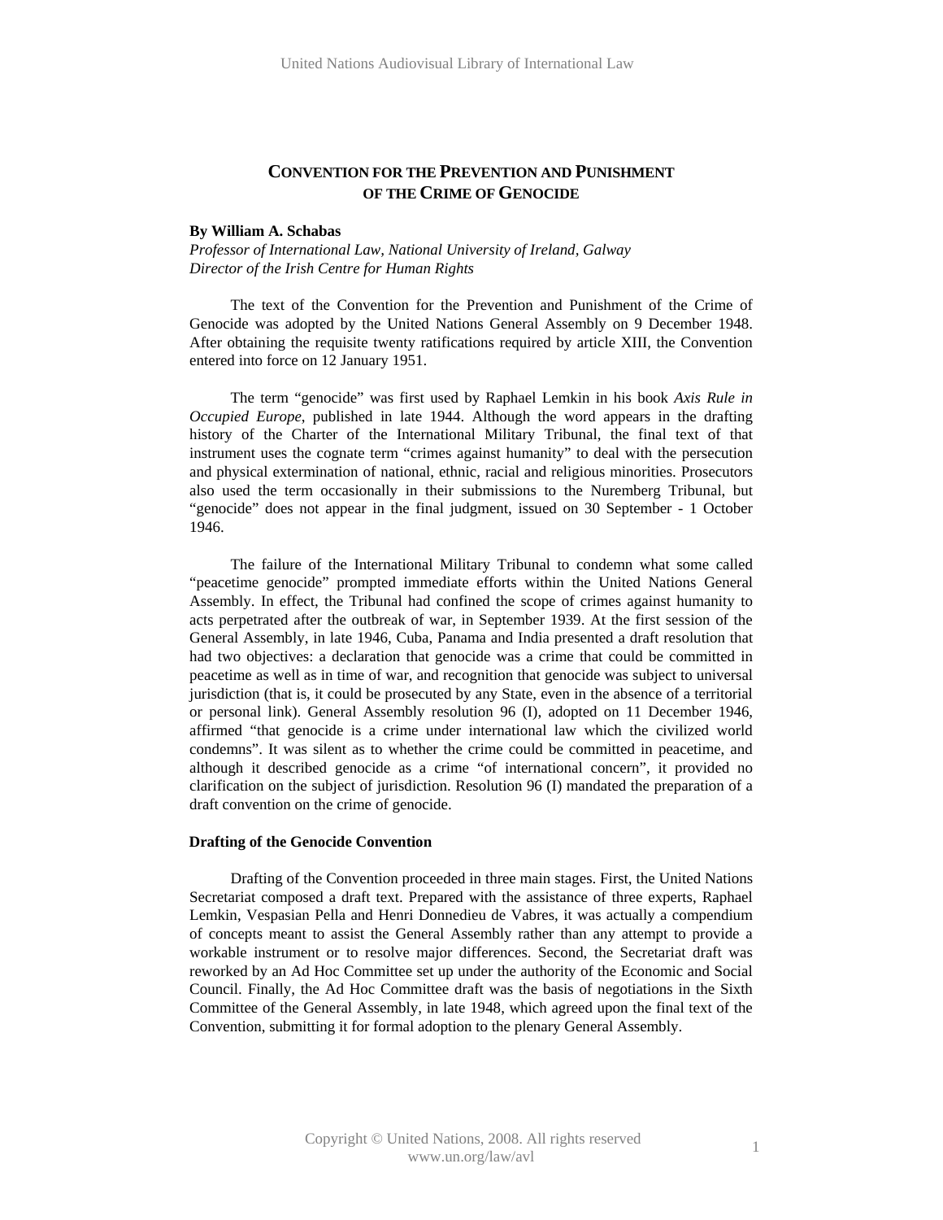# CONVENTION FOR THE PREVENTION AND PUNISHMENT OF THE CRIME OF GENOCIDE

**By William A. Schabas**
*Professor of International Law, National University of Ireland, Galway*
*Director of the Irish Centre for Human Rights*

The text of the Convention for the Prevention and Punishment of the Crime of Genocide was adopted by the United Nations General Assembly on 9 December 1948. After obtaining the requisite twenty ratifications required by article XIII, the Convention entered into force on 12 January 1951.

The term "genocide" was first used by Raphael Lemkin in his book *Axis Rule in Occupied Europe*, published in late 1944. Although the word appears in the drafting history of the Charter of the International Military Tribunal, the final text of that instrument uses the cognate term "crimes against humanity" to deal with the persecution and physical extermination of national, ethnic, racial and religious minorities. Prosecutors also used the term occasionally in their submissions to the Nuremberg Tribunal, but "genocide" does not appear in the final judgment, issued on 30 September - 1 October 1946.

The failure of the International Military Tribunal to condemn what some called "peacetime genocide" prompted immediate efforts within the United Nations General Assembly. In effect, the Tribunal had confined the scope of crimes against humanity to acts perpetrated after the outbreak of war, in September 1939. At the first session of the General Assembly, in late 1946, Cuba, Panama and India presented a draft resolution that had two objectives: a declaration that genocide was a crime that could be committed in peacetime as well as in time of war, and recognition that genocide was subject to universal jurisdiction (that is, it could be prosecuted by any State, even in the absence of a territorial or personal link). General Assembly resolution 96 (I), adopted on 11 December 1946, affirmed "that genocide is a crime under international law which the civilized world condemns". It was silent as to whether the crime could be committed in peacetime, and although it described genocide as a crime "of international concern", it provided no clarification on the subject of jurisdiction. Resolution 96 (I) mandated the preparation of a draft convention on the crime of genocide.

## Drafting of the Genocide Convention

Drafting of the Convention proceeded in three main stages. First, the United Nations Secretariat composed a draft text. Prepared with the assistance of three experts, Raphael Lemkin, Vespasian Pella and Henri Donnedieu de Vabres, it was actually a compendium of concepts meant to assist the General Assembly rather than any attempt to provide a workable instrument or to resolve major differences. Second, the Secretariat draft was reworked by an Ad Hoc Committee set up under the authority of the Economic and Social Council. Finally, the Ad Hoc Committee draft was the basis of negotiations in the Sixth Committee of the General Assembly, in late 1948, which agreed upon the final text of the Convention, submitting it for formal adoption to the plenary General Assembly.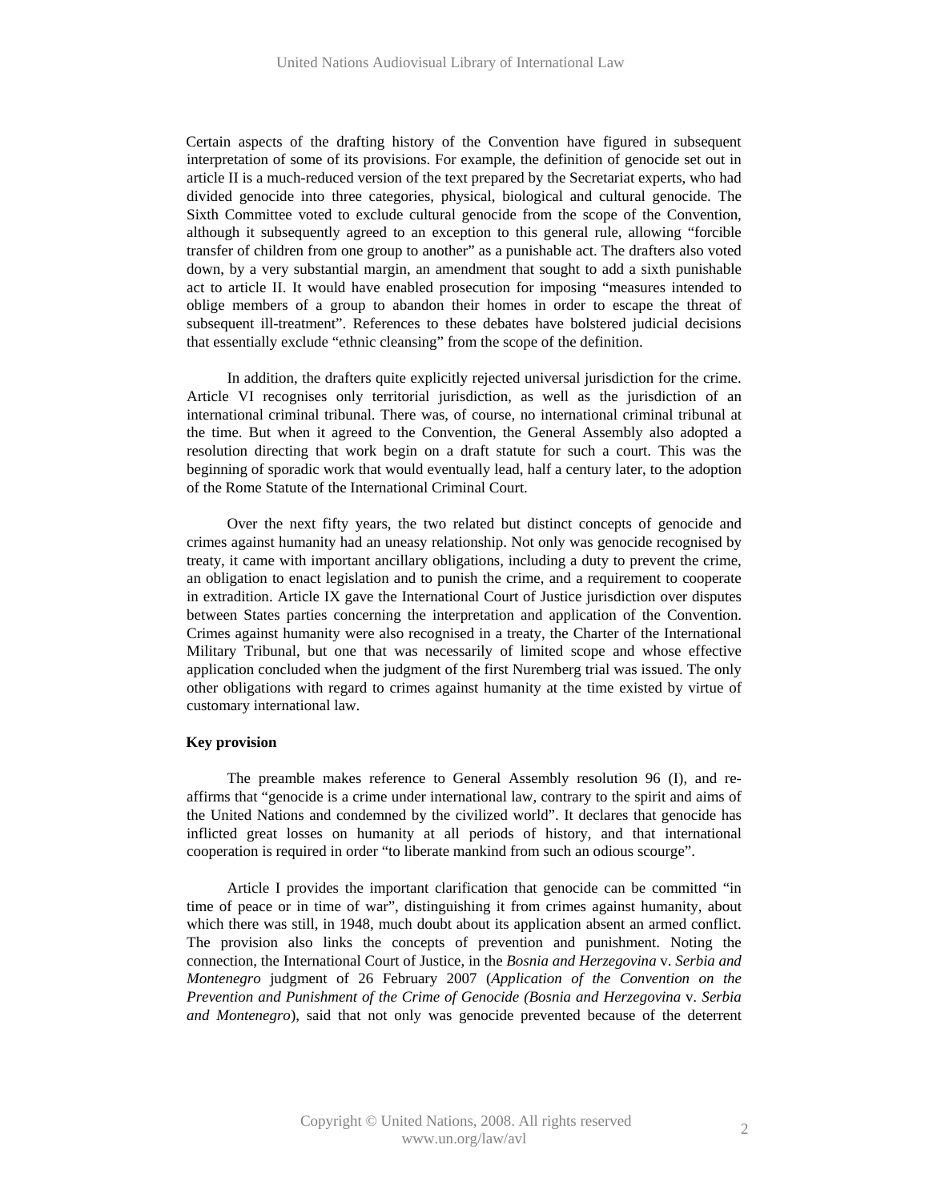Certain aspects of the drafting history of the Convention have figured in subsequent interpretation of some of its provisions. For example, the definition of genocide set out in article II is a much-reduced version of the text prepared by the Secretariat experts, who had divided genocide into three categories, physical, biological and cultural genocide. The Sixth Committee voted to exclude cultural genocide from the scope of the Convention, although it subsequently agreed to an exception to this general rule, allowing "forcible transfer of children from one group to another" as a punishable act. The drafters also voted down, by a very substantial margin, an amendment that sought to add a sixth punishable act to article II. It would have enabled prosecution for imposing "measures intended to oblige members of a group to abandon their homes in order to escape the threat of subsequent ill-treatment". References to these debates have bolstered judicial decisions that essentially exclude "ethnic cleansing" from the scope of the definition.

In addition, the drafters quite explicitly rejected universal jurisdiction for the crime. Article VI recognises only territorial jurisdiction, as well as the jurisdiction of an international criminal tribunal. There was, of course, no international criminal tribunal at the time. But when it agreed to the Convention, the General Assembly also adopted a resolution directing that work begin on a draft statute for such a court. This was the beginning of sporadic work that would eventually lead, half a century later, to the adoption of the Rome Statute of the International Criminal Court.

Over the next fifty years, the two related but distinct concepts of genocide and crimes against humanity had an uneasy relationship. Not only was genocide recognised by treaty, it came with important ancillary obligations, including a duty to prevent the crime, an obligation to enact legislation and to punish the crime, and a requirement to cooperate in extradition. Article IX gave the International Court of Justice jurisdiction over disputes between States parties concerning the interpretation and application of the Convention. Crimes against humanity were also recognised in a treaty, the Charter of the International Military Tribunal, but one that was necessarily of limited scope and whose effective application concluded when the judgment of the first Nuremberg trial was issued. The only other obligations with regard to crimes against humanity at the time existed by virtue of customary international law.

**Key provision**

The preamble makes reference to General Assembly resolution 96 (I), and re-affirms that "genocide is a crime under international law, contrary to the spirit and aims of the United Nations and condemned by the civilized world". It declares that genocide has inflicted great losses on humanity at all periods of history, and that international cooperation is required in order "to liberate mankind from such an odious scourge".

Article I provides the important clarification that genocide can be committed "in time of peace or in time of war", distinguishing it from crimes against humanity, about which there was still, in 1948, much doubt about its application absent an armed conflict. The provision also links the concepts of prevention and punishment. Noting the connection, the International Court of Justice, in the *Bosnia and Herzegovina* v. *Serbia and Montenegro* judgment of 26 February 2007 (*Application of the Convention on the Prevention and Punishment of the Crime of Genocide (Bosnia and Herzegovina* v. *Serbia and Montenegro*), said that not only was genocide prevented because of the deterrent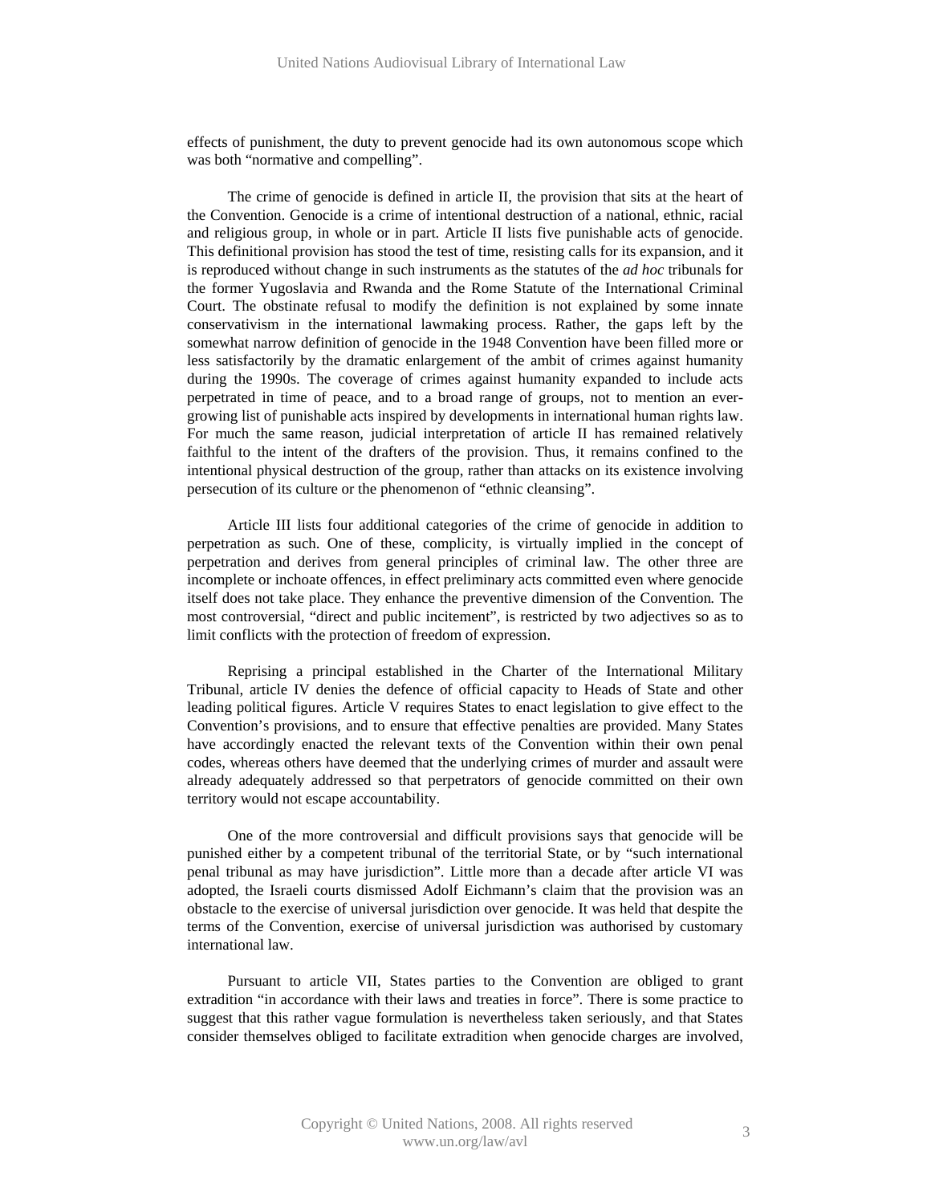effects of punishment, the duty to prevent genocide had its own autonomous scope which was both "normative and compelling".

The crime of genocide is defined in article II, the provision that sits at the heart of the Convention. Genocide is a crime of intentional destruction of a national, ethnic, racial and religious group, in whole or in part. Article II lists five punishable acts of genocide. This definitional provision has stood the test of time, resisting calls for its expansion, and it is reproduced without change in such instruments as the statutes of the *ad hoc* tribunals for the former Yugoslavia and Rwanda and the Rome Statute of the International Criminal Court. The obstinate refusal to modify the definition is not explained by some innate conservativism in the international lawmaking process. Rather, the gaps left by the somewhat narrow definition of genocide in the 1948 Convention have been filled more or less satisfactorily by the dramatic enlargement of the ambit of crimes against humanity during the 1990s. The coverage of crimes against humanity expanded to include acts perpetrated in time of peace, and to a broad range of groups, not to mention an ever-growing list of punishable acts inspired by developments in international human rights law. For much the same reason, judicial interpretation of article II has remained relatively faithful to the intent of the drafters of the provision. Thus, it remains confined to the intentional physical destruction of the group, rather than attacks on its existence involving persecution of its culture or the phenomenon of "ethnic cleansing".

Article III lists four additional categories of the crime of genocide in addition to perpetration as such. One of these, complicity, is virtually implied in the concept of perpetration and derives from general principles of criminal law. The other three are incomplete or inchoate offences, in effect preliminary acts committed even where genocide itself does not take place. They enhance the preventive dimension of the Convention. The most controversial, "direct and public incitement", is restricted by two adjectives so as to limit conflicts with the protection of freedom of expression.

Reprising a principal established in the Charter of the International Military Tribunal, article IV denies the defence of official capacity to Heads of State and other leading political figures. Article V requires States to enact legislation to give effect to the Convention's provisions, and to ensure that effective penalties are provided. Many States have accordingly enacted the relevant texts of the Convention within their own penal codes, whereas others have deemed that the underlying crimes of murder and assault were already adequately addressed so that perpetrators of genocide committed on their own territory would not escape accountability.

One of the more controversial and difficult provisions says that genocide will be punished either by a competent tribunal of the territorial State, or by "such international penal tribunal as may have jurisdiction". Little more than a decade after article VI was adopted, the Israeli courts dismissed Adolf Eichmann's claim that the provision was an obstacle to the exercise of universal jurisdiction over genocide. It was held that despite the terms of the Convention, exercise of universal jurisdiction was authorised by customary international law.

Pursuant to article VII, States parties to the Convention are obliged to grant extradition "in accordance with their laws and treaties in force". There is some practice to suggest that this rather vague formulation is nevertheless taken seriously, and that States consider themselves obliged to facilitate extradition when genocide charges are involved,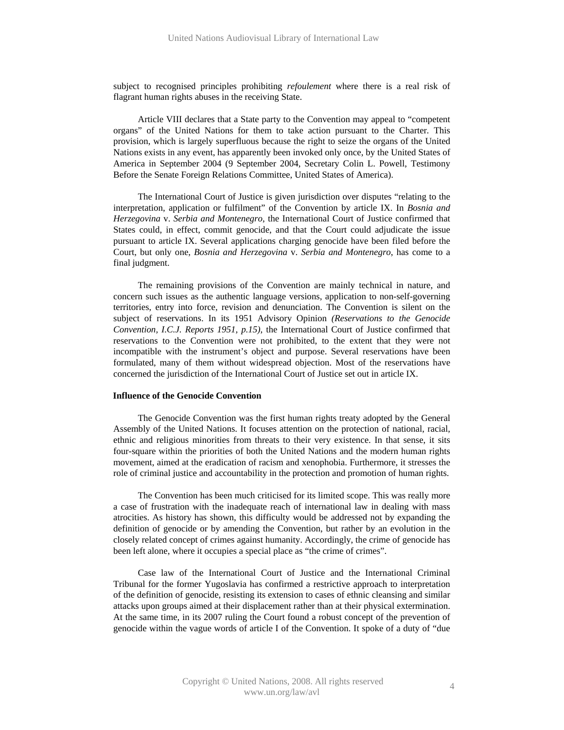subject to recognised principles prohibiting *refoulement* where there is a real risk of flagrant human rights abuses in the receiving State.

Article VIII declares that a State party to the Convention may appeal to "competent organs" of the United Nations for them to take action pursuant to the Charter. This provision, which is largely superfluous because the right to seize the organs of the United Nations exists in any event, has apparently been invoked only once, by the United States of America in September 2004 (9 September 2004, Secretary Colin L. Powell, Testimony Before the Senate Foreign Relations Committee, United States of America).

The International Court of Justice is given jurisdiction over disputes "relating to the interpretation, application or fulfilment" of the Convention by article IX. In *Bosnia and Herzegovina* v. *Serbia and Montenegro*, the International Court of Justice confirmed that States could, in effect, commit genocide, and that the Court could adjudicate the issue pursuant to article IX. Several applications charging genocide have been filed before the Court, but only one, *Bosnia and Herzegovina* v. *Serbia and Montenegro*, has come to a final judgment.

The remaining provisions of the Convention are mainly technical in nature, and concern such issues as the authentic language versions, application to non-self-governing territories, entry into force, revision and denunciation. The Convention is silent on the subject of reservations. In its 1951 Advisory Opinion *(Reservations to the Genocide Convention, I.C.J. Reports 1951, p.15)*, the International Court of Justice confirmed that reservations to the Convention were not prohibited, to the extent that they were not incompatible with the instrument's object and purpose. Several reservations have been formulated, many of them without widespread objection. Most of the reservations have concerned the jurisdiction of the International Court of Justice set out in article IX.

**Influence of the Genocide Convention**

The Genocide Convention was the first human rights treaty adopted by the General Assembly of the United Nations. It focuses attention on the protection of national, racial, ethnic and religious minorities from threats to their very existence. In that sense, it sits four-square within the priorities of both the United Nations and the modern human rights movement, aimed at the eradication of racism and xenophobia. Furthermore, it stresses the role of criminal justice and accountability in the protection and promotion of human rights.

The Convention has been much criticised for its limited scope. This was really more a case of frustration with the inadequate reach of international law in dealing with mass atrocities. As history has shown, this difficulty would be addressed not by expanding the definition of genocide or by amending the Convention, but rather by an evolution in the closely related concept of crimes against humanity. Accordingly, the crime of genocide has been left alone, where it occupies a special place as "the crime of crimes".

Case law of the International Court of Justice and the International Criminal Tribunal for the former Yugoslavia has confirmed a restrictive approach to interpretation of the definition of genocide, resisting its extension to cases of ethnic cleansing and similar attacks upon groups aimed at their displacement rather than at their physical extermination. At the same time, in its 2007 ruling the Court found a robust concept of the prevention of genocide within the vague words of article I of the Convention. It spoke of a duty of "due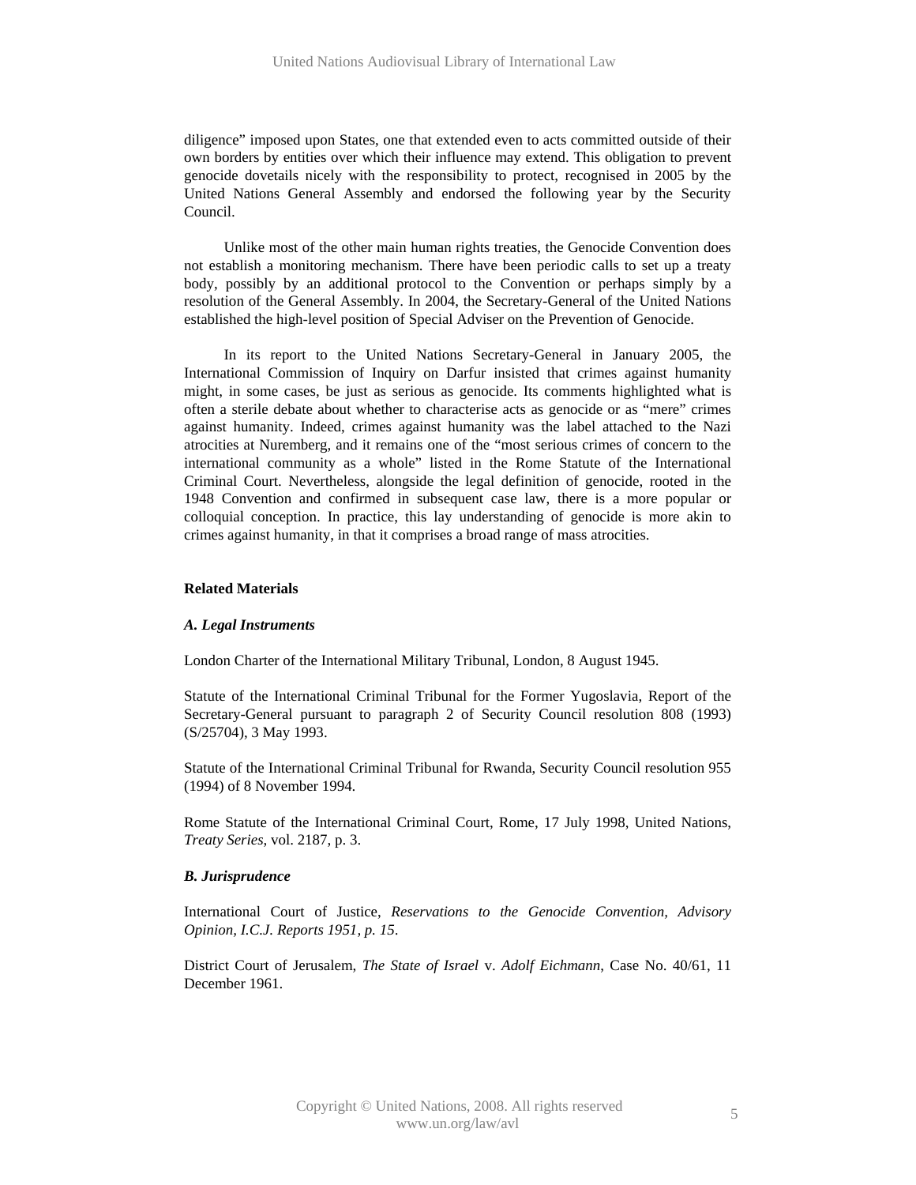diligence" imposed upon States, one that extended even to acts committed outside of their own borders by entities over which their influence may extend. This obligation to prevent genocide dovetails nicely with the responsibility to protect, recognised in 2005 by the United Nations General Assembly and endorsed the following year by the Security Council.

Unlike most of the other main human rights treaties, the Genocide Convention does not establish a monitoring mechanism. There have been periodic calls to set up a treaty body, possibly by an additional protocol to the Convention or perhaps simply by a resolution of the General Assembly. In 2004, the Secretary-General of the United Nations established the high-level position of Special Adviser on the Prevention of Genocide.

In its report to the United Nations Secretary-General in January 2005, the International Commission of Inquiry on Darfur insisted that crimes against humanity might, in some cases, be just as serious as genocide. Its comments highlighted what is often a sterile debate about whether to characterise acts as genocide or as "mere" crimes against humanity. Indeed, crimes against humanity was the label attached to the Nazi atrocities at Nuremberg, and it remains one of the "most serious crimes of concern to the international community as a whole" listed in the Rome Statute of the International Criminal Court. Nevertheless, alongside the legal definition of genocide, rooted in the 1948 Convention and confirmed in subsequent case law, there is a more popular or colloquial conception. In practice, this lay understanding of genocide is more akin to crimes against humanity, in that it comprises a broad range of mass atrocities.

## Related Materials

### *A. Legal Instruments*

London Charter of the International Military Tribunal, London, 8 August 1945.

Statute of the International Criminal Tribunal for the Former Yugoslavia, Report of the Secretary-General pursuant to paragraph 2 of Security Council resolution 808 (1993) (S/25704), 3 May 1993.

Statute of the International Criminal Tribunal for Rwanda, Security Council resolution 955 (1994) of 8 November 1994.

Rome Statute of the International Criminal Court, Rome, 17 July 1998, United Nations, *Treaty Series*, vol. 2187, p. 3.

### *B. Jurisprudence*

International Court of Justice, *Reservations to the Genocide Convention, Advisory Opinion, I.C.J. Reports 1951, p. 15*.

District Court of Jerusalem, *The State of Israel* v. *Adolf Eichmann*, Case No. 40/61, 11 December 1961.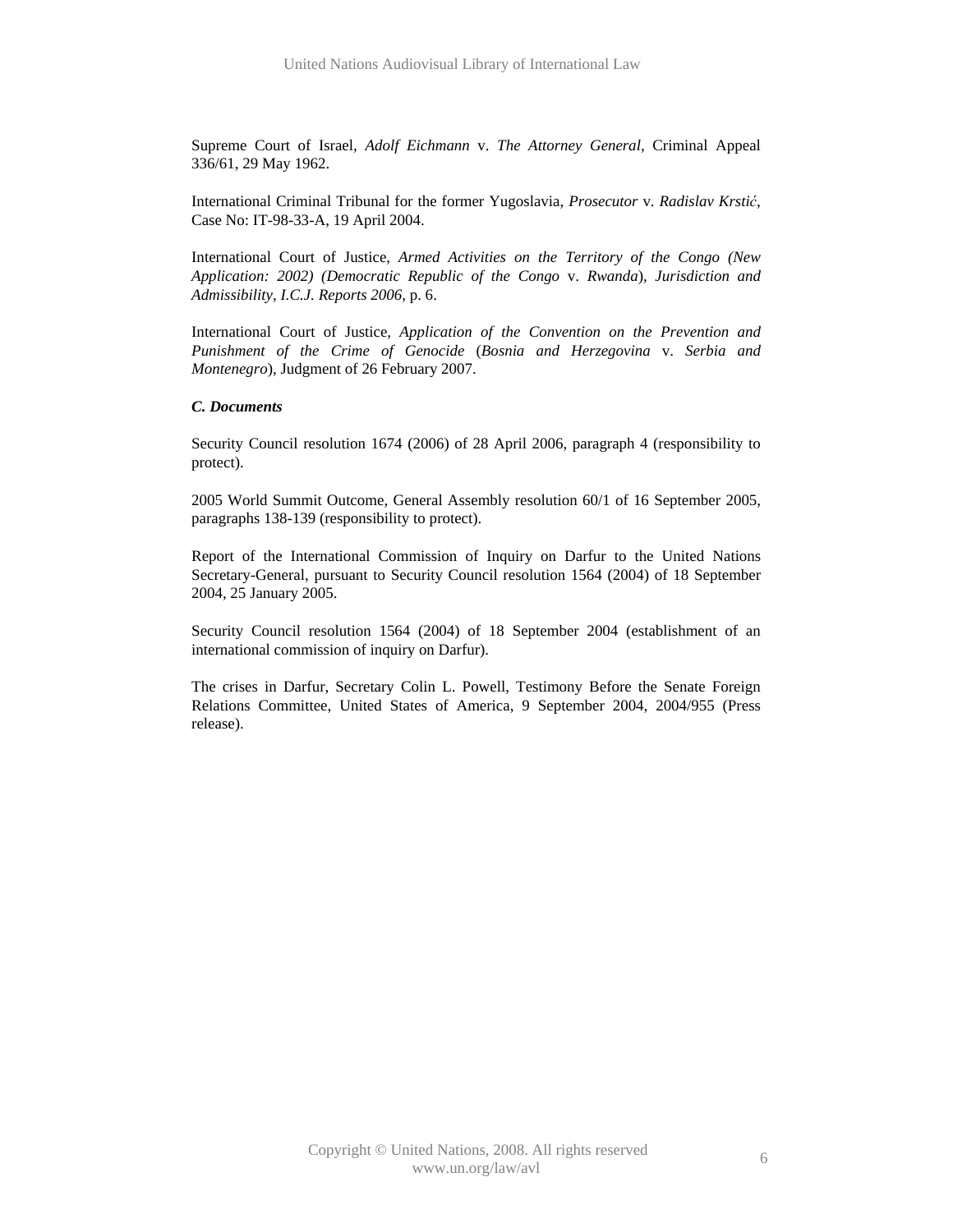Supreme Court of Israel, *Adolf Eichmann* v. *The Attorney General*, Criminal Appeal 336/61, 29 May 1962.

International Criminal Tribunal for the former Yugoslavia, *Prosecutor* v. *Radislav Krstić*, Case No: IT-98-33-A, 19 April 2004.

International Court of Justice, *Armed Activities on the Territory of the Congo (New Application: 2002) (Democratic Republic of the Congo* v. *Rwanda*), *Jurisdiction and Admissibility, I.C.J. Reports 2006*, p. 6.

International Court of Justice, *Application of the Convention on the Prevention and Punishment of the Crime of Genocide* (*Bosnia and Herzegovina* v. *Serbia and Montenegro*), Judgment of 26 February 2007.

***C. Documents***

Security Council resolution 1674 (2006) of 28 April 2006, paragraph 4 (responsibility to protect).

2005 World Summit Outcome, General Assembly resolution 60/1 of 16 September 2005, paragraphs 138-139 (responsibility to protect).

Report of the International Commission of Inquiry on Darfur to the United Nations Secretary-General, pursuant to Security Council resolution 1564 (2004) of 18 September 2004, 25 January 2005.

Security Council resolution 1564 (2004) of 18 September 2004 (establishment of an international commission of inquiry on Darfur).

The crises in Darfur, Secretary Colin L. Powell, Testimony Before the Senate Foreign Relations Committee, United States of America, 9 September 2004, 2004/955 (Press release).